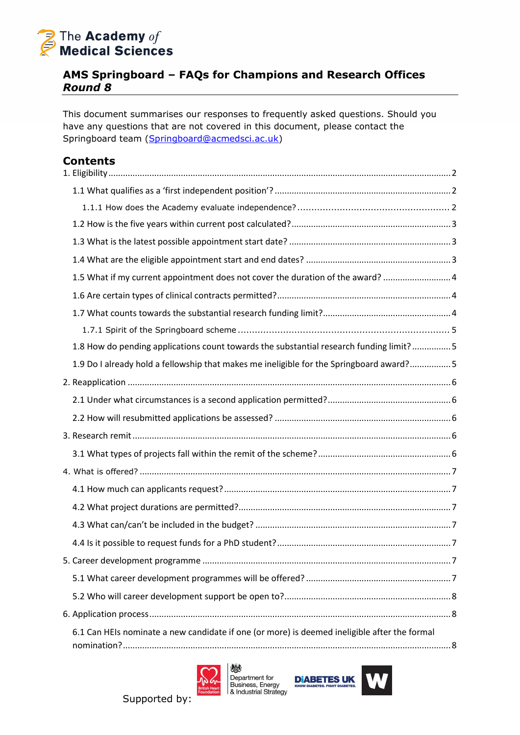The Academy *of* Medical Sciences

## AMS Springboard – FAQs for Champions and Research Offices
### *Round 8*

This document summarises our responses to frequently asked questions. Should you have any questions that are not covered in this document, please contact the Springboard team (Springboard@acmedsci.ac.uk)

## Contents

1. Eligibility ..... 2
   - 1.1 What qualifies as a 'first independent position'? ..... 2
     - 1.1.1 How does the Academy evaluate independence? ..... 2
   - 1.2 How is the five years within current post calculated? ..... 3
   - 1.3 What is the latest possible appointment start date? ..... 3
   - 1.4 What are the eligible appointment start and end dates? ..... 3
   - 1.5 What if my current appointment does not cover the duration of the award? ..... 4
   - 1.6 Are certain types of clinical contracts permitted? ..... 4
   - 1.7 What counts towards the substantial research funding limit? ..... 4
     - 1.7.1 Spirit of the Springboard scheme ..... 5
   - 1.8 How do pending applications count towards the substantial research funding limit? ..... 5
   - 1.9 Do I already hold a fellowship that makes me ineligible for the Springboard award? ..... 5
2. Reapplication ..... 6
   - 2.1 Under what circumstances is a second application permitted? ..... 6
   - 2.2 How will resubmitted applications be assessed? ..... 6
3. Research remit ..... 6
   - 3.1 What types of projects fall within the remit of the scheme? ..... 6
4. What is offered? ..... 7
   - 4.1 How much can applicants request? ..... 7
   - 4.2 What project durations are permitted? ..... 7
   - 4.3 What can/can't be included in the budget? ..... 7
   - 4.4 Is it possible to request funds for a PhD student? ..... 7
5. Career development programme ..... 7
   - 5.1 What career development programmes will be offered? ..... 7
   - 5.2 Who will career development support be open to? ..... 8
6. Application process ..... 8
   - 6.1 Can HEIs nominate a new candidate if one (or more) is deemed ineligible after the formal nomination? ..... 8

Supported by: British Heart Foundation, Department for Business, Energy & Industrial Strategy, Diabetes UK (Know Diabetes. Fight Diabetes.), W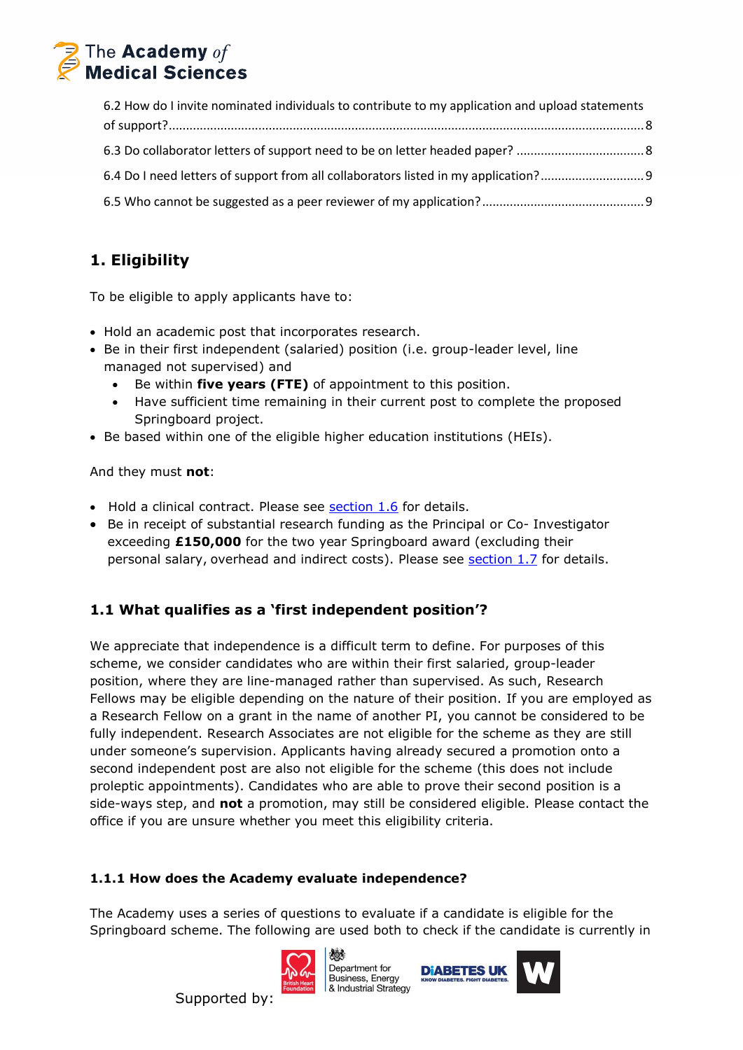6.2 How do I invite nominated individuals to contribute to my application and upload statements of support?....8

6.3 Do collaborator letters of support need to be on letter headed paper? ....8

6.4 Do I need letters of support from all collaborators listed in my application?....9

6.5 Who cannot be suggested as a peer reviewer of my application?....9

## 1. Eligibility

To be eligible to apply applicants have to:

- Hold an academic post that incorporates research.
- Be in their first independent (salaried) position (i.e. group-leader level, line managed not supervised) and
  - Be within **five years (FTE)** of appointment to this position.
  - Have sufficient time remaining in their current post to complete the proposed Springboard project.
- Be based within one of the eligible higher education institutions (HEIs).

And they must **not**:

- Hold a clinical contract. Please see section 1.6 for details.
- Be in receipt of substantial research funding as the Principal or Co- Investigator exceeding **£150,000** for the two year Springboard award (excluding their personal salary, overhead and indirect costs). Please see section 1.7 for details.

### 1.1 What qualifies as a 'first independent position'?

We appreciate that independence is a difficult term to define. For purposes of this scheme, we consider candidates who are within their first salaried, group-leader position, where they are line-managed rather than supervised. As such, Research Fellows may be eligible depending on the nature of their position. If you are employed as a Research Fellow on a grant in the name of another PI, you cannot be considered to be fully independent. Research Associates are not eligible for the scheme as they are still under someone's supervision. Applicants having already secured a promotion onto a second independent post are also not eligible for the scheme (this does not include proleptic appointments). Candidates who are able to prove their second position is a side-ways step, and **not** a promotion, may still be considered eligible. Please contact the office if you are unsure whether you meet this eligibility criteria.

#### 1.1.1 How does the Academy evaluate independence?

The Academy uses a series of questions to evaluate if a candidate is eligible for the Springboard scheme. The following are used both to check if the candidate is currently in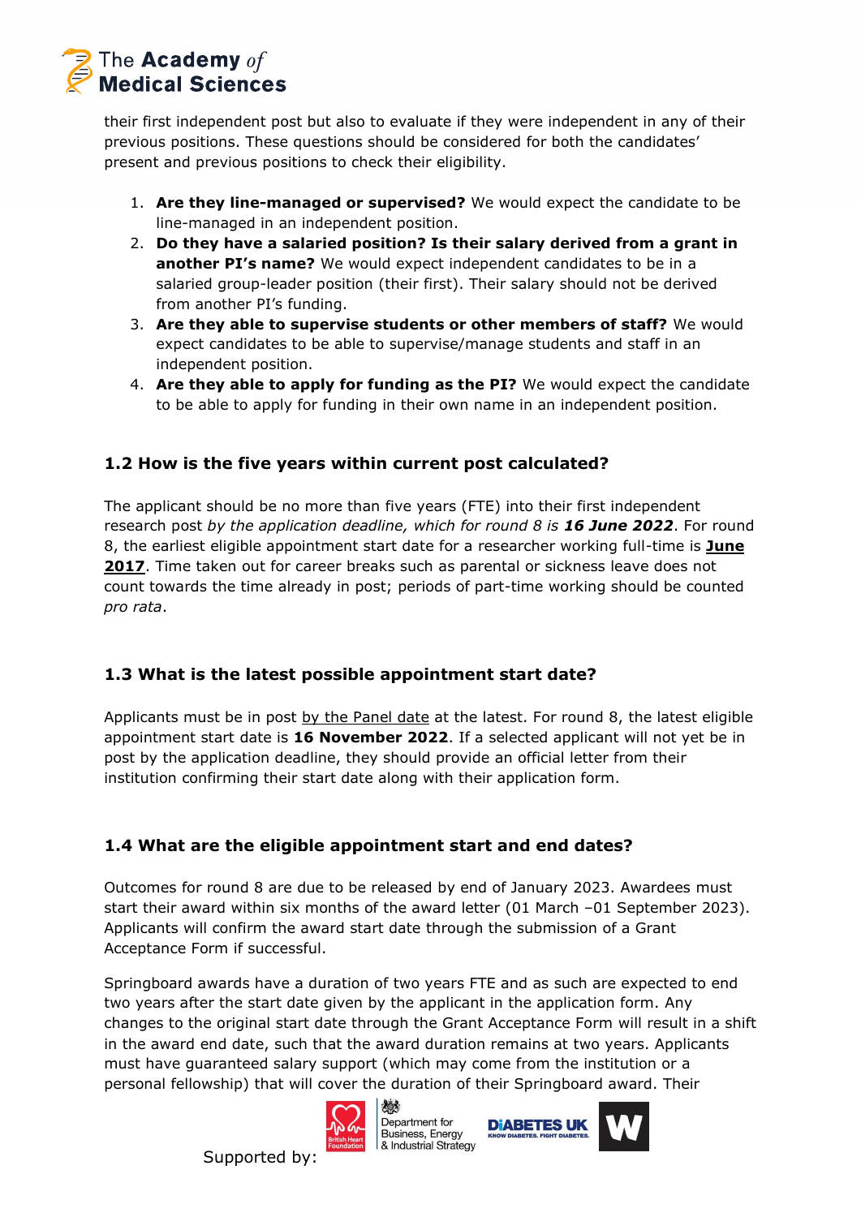their first independent post but also to evaluate if they were independent in any of their previous positions. These questions should be considered for both the candidates' present and previous positions to check their eligibility.

1. **Are they line-managed or supervised?** We would expect the candidate to be line-managed in an independent position.
2. **Do they have a salaried position? Is their salary derived from a grant in another PI's name?** We would expect independent candidates to be in a salaried group-leader position (their first). Their salary should not be derived from another PI's funding.
3. **Are they able to supervise students or other members of staff?** We would expect candidates to be able to supervise/manage students and staff in an independent position.
4. **Are they able to apply for funding as the PI?** We would expect the candidate to be able to apply for funding in their own name in an independent position.

### 1.2 How is the five years within current post calculated?

The applicant should be no more than five years (FTE) into their first independent research post *by the application deadline, which for round 8 is **16 June 2022***. For round 8, the earliest eligible appointment start date for a researcher working full-time is **June 2017**. Time taken out for career breaks such as parental or sickness leave does not count towards the time already in post; periods of part-time working should be counted *pro rata*.

### 1.3 What is the latest possible appointment start date?

Applicants must be in post by the Panel date at the latest. For round 8, the latest eligible appointment start date is **16 November 2022**. If a selected applicant will not yet be in post by the application deadline, they should provide an official letter from their institution confirming their start date along with their application form.

### 1.4 What are the eligible appointment start and end dates?

Outcomes for round 8 are due to be released by end of January 2023. Awardees must start their award within six months of the award letter (01 March –01 September 2023). Applicants will confirm the award start date through the submission of a Grant Acceptance Form if successful.

Springboard awards have a duration of two years FTE and as such are expected to end two years after the start date given by the applicant in the application form. Any changes to the original start date through the Grant Acceptance Form will result in a shift in the award end date, such that the award duration remains at two years. Applicants must have guaranteed salary support (which may come from the institution or a personal fellowship) that will cover the duration of their Springboard award. Their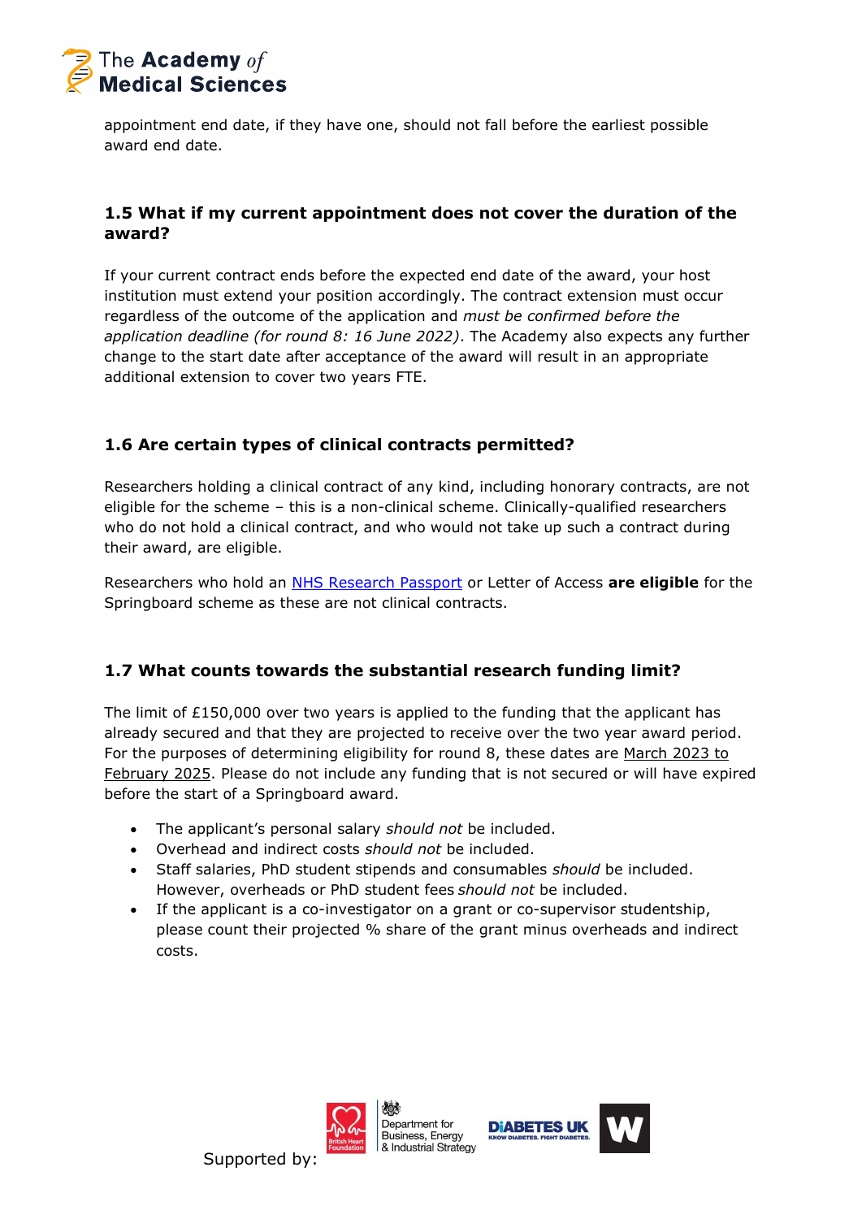appointment end date, if they have one, should not fall before the earliest possible award end date.

### 1.5 What if my current appointment does not cover the duration of the award?

If your current contract ends before the expected end date of the award, your host institution must extend your position accordingly. The contract extension must occur regardless of the outcome of the application and *must be confirmed before the application deadline (for round 8: 16 June 2022)*. The Academy also expects any further change to the start date after acceptance of the award will result in an appropriate additional extension to cover two years FTE.

### 1.6 Are certain types of clinical contracts permitted?

Researchers holding a clinical contract of any kind, including honorary contracts, are not eligible for the scheme – this is a non-clinical scheme. Clinically-qualified researchers who do not hold a clinical contract, and who would not take up such a contract during their award, are eligible.

Researchers who hold an NHS Research Passport or Letter of Access **are eligible** for the Springboard scheme as these are not clinical contracts.

### 1.7 What counts towards the substantial research funding limit?

The limit of £150,000 over two years is applied to the funding that the applicant has already secured and that they are projected to receive over the two year award period. For the purposes of determining eligibility for round 8, these dates are March 2023 to February 2025. Please do not include any funding that is not secured or will have expired before the start of a Springboard award.

- The applicant's personal salary *should not* be included.
- Overhead and indirect costs *should not* be included.
- Staff salaries, PhD student stipends and consumables *should* be included. However, overheads or PhD student fees *should not* be included.
- If the applicant is a co-investigator on a grant or co-supervisor studentship, please count their projected % share of the grant minus overheads and indirect costs.

Supported by: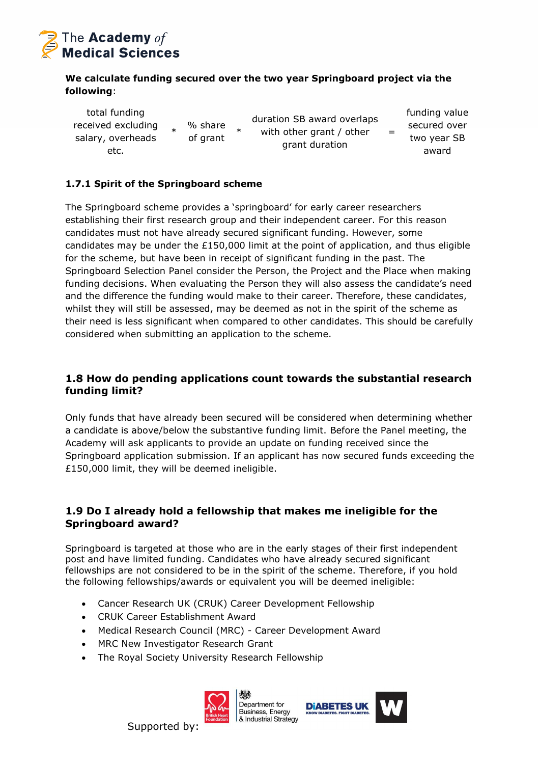**We calculate funding secured over the two year Springboard project via the following**:

| total funding received excluding salary, overheads etc. | * | % share of grant | * | duration SB award overlaps with other grant / other grant duration | = | funding value secured over two year SB award |
|---|---|---|---|---|---|---|

### 1.7.1 Spirit of the Springboard scheme

The Springboard scheme provides a 'springboard' for early career researchers establishing their first research group and their independent career. For this reason candidates must not have already secured significant funding. However, some candidates may be under the £150,000 limit at the point of application, and thus eligible for the scheme, but have been in receipt of significant funding in the past. The Springboard Selection Panel consider the Person, the Project and the Place when making funding decisions. When evaluating the Person they will also assess the candidate's need and the difference the funding would make to their career. Therefore, these candidates, whilst they will still be assessed, may be deemed as not in the spirit of the scheme as their need is less significant when compared to other candidates. This should be carefully considered when submitting an application to the scheme.

## 1.8 How do pending applications count towards the substantial research funding limit?

Only funds that have already been secured will be considered when determining whether a candidate is above/below the substantive funding limit. Before the Panel meeting, the Academy will ask applicants to provide an update on funding received since the Springboard application submission. If an applicant has now secured funds exceeding the £150,000 limit, they will be deemed ineligible.

## 1.9 Do I already hold a fellowship that makes me ineligible for the Springboard award?

Springboard is targeted at those who are in the early stages of their first independent post and have limited funding. Candidates who have already secured significant fellowships are not considered to be in the spirit of the scheme. Therefore, if you hold the following fellowships/awards or equivalent you will be deemed ineligible:

- Cancer Research UK (CRUK) Career Development Fellowship
- CRUK Career Establishment Award
- Medical Research Council (MRC) - Career Development Award
- MRC New Investigator Research Grant
- The Royal Society University Research Fellowship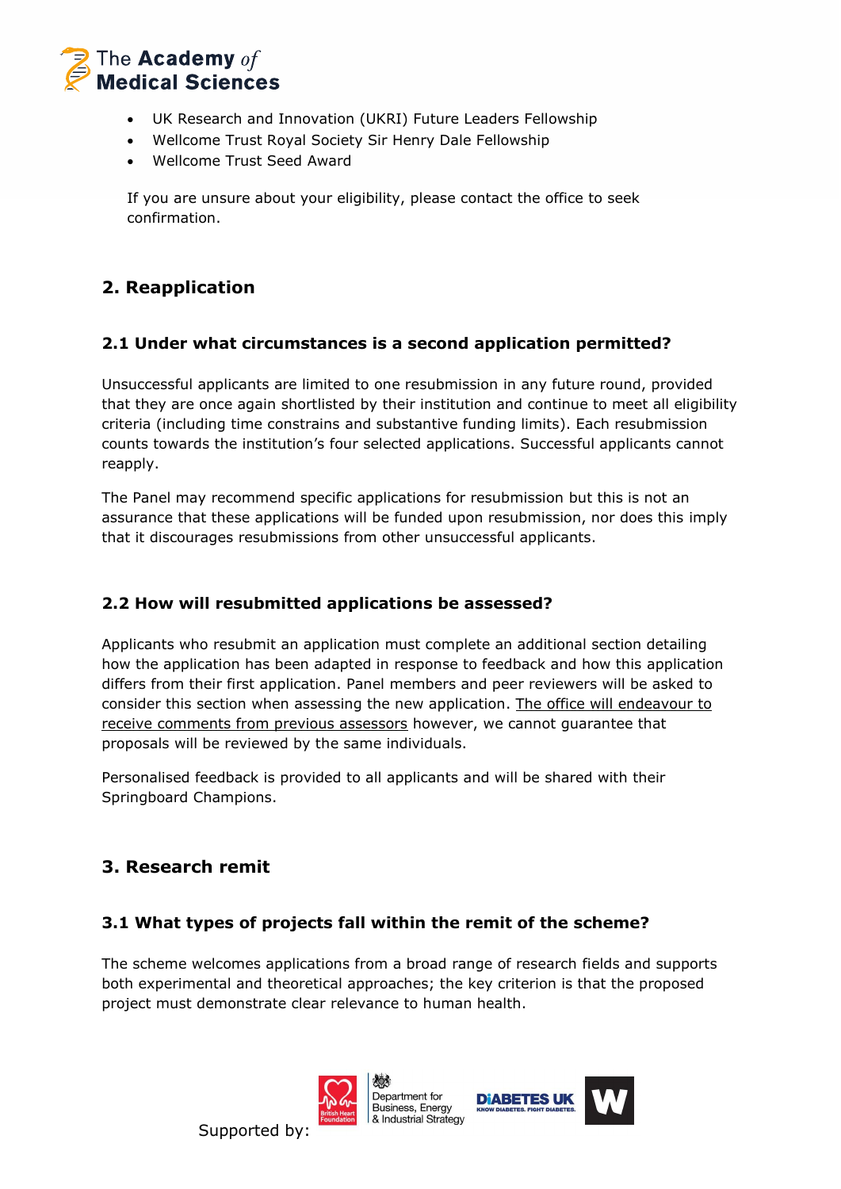- UK Research and Innovation (UKRI) Future Leaders Fellowship
- Wellcome Trust Royal Society Sir Henry Dale Fellowship
- Wellcome Trust Seed Award

If you are unsure about your eligibility, please contact the office to seek confirmation.

## 2. Reapplication

### 2.1 Under what circumstances is a second application permitted?

Unsuccessful applicants are limited to one resubmission in any future round, provided that they are once again shortlisted by their institution and continue to meet all eligibility criteria (including time constrains and substantive funding limits). Each resubmission counts towards the institution's four selected applications. Successful applicants cannot reapply.

The Panel may recommend specific applications for resubmission but this is not an assurance that these applications will be funded upon resubmission, nor does this imply that it discourages resubmissions from other unsuccessful applicants.

### 2.2 How will resubmitted applications be assessed?

Applicants who resubmit an application must complete an additional section detailing how the application has been adapted in response to feedback and how this application differs from their first application. Panel members and peer reviewers will be asked to consider this section when assessing the new application. The office will endeavour to receive comments from previous assessors however, we cannot guarantee that proposals will be reviewed by the same individuals.

Personalised feedback is provided to all applicants and will be shared with their Springboard Champions.

## 3. Research remit

### 3.1 What types of projects fall within the remit of the scheme?

The scheme welcomes applications from a broad range of research fields and supports both experimental and theoretical approaches; the key criterion is that the proposed project must demonstrate clear relevance to human health.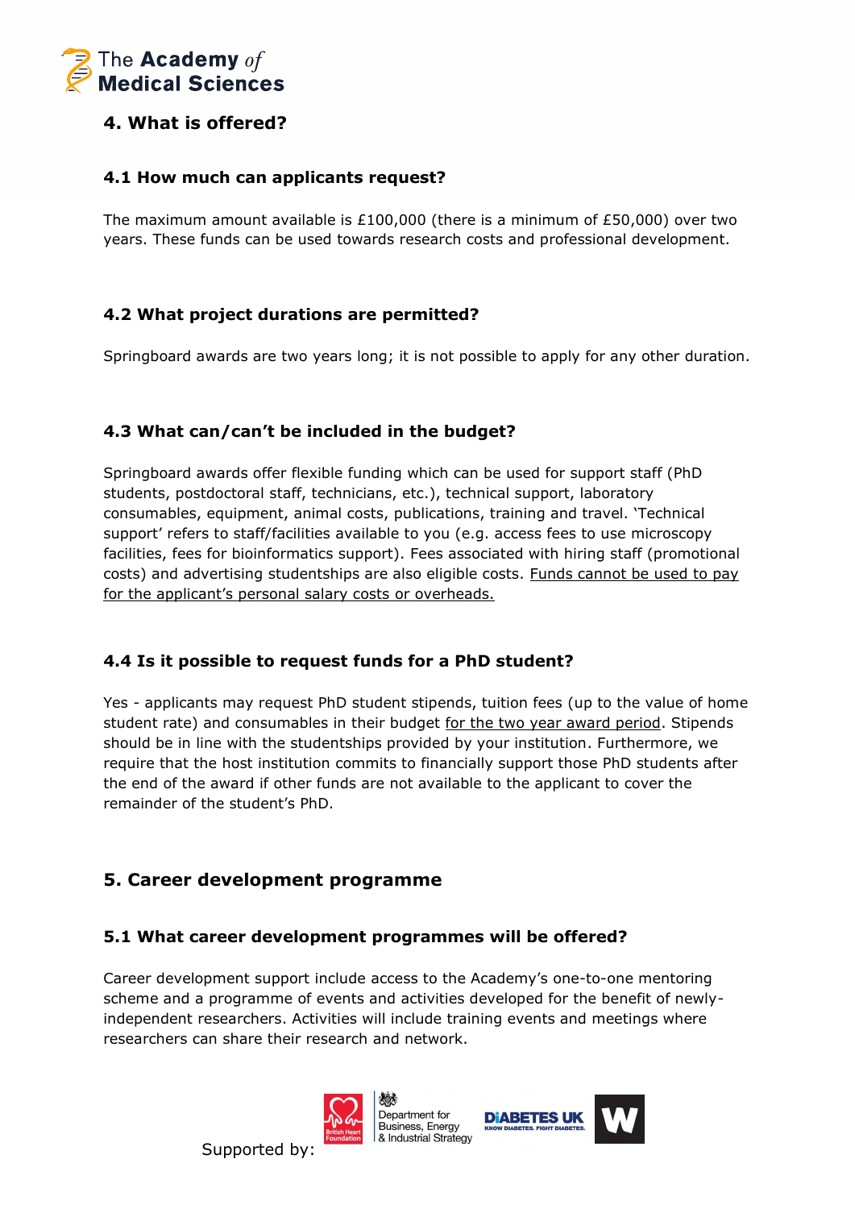## 4. What is offered?

### 4.1 How much can applicants request?

The maximum amount available is £100,000 (there is a minimum of £50,000) over two years. These funds can be used towards research costs and professional development.

### 4.2 What project durations are permitted?

Springboard awards are two years long; it is not possible to apply for any other duration.

### 4.3 What can/can't be included in the budget?

Springboard awards offer flexible funding which can be used for support staff (PhD students, postdoctoral staff, technicians, etc.), technical support, laboratory consumables, equipment, animal costs, publications, training and travel. 'Technical support' refers to staff/facilities available to you (e.g. access fees to use microscopy facilities, fees for bioinformatics support). Fees associated with hiring staff (promotional costs) and advertising studentships are also eligible costs. Funds cannot be used to pay for the applicant's personal salary costs or overheads.

### 4.4 Is it possible to request funds for a PhD student?

Yes - applicants may request PhD student stipends, tuition fees (up to the value of home student rate) and consumables in their budget for the two year award period. Stipends should be in line with the studentships provided by your institution. Furthermore, we require that the host institution commits to financially support those PhD students after the end of the award if other funds are not available to the applicant to cover the remainder of the student's PhD.

## 5. Career development programme

### 5.1 What career development programmes will be offered?

Career development support include access to the Academy's one-to-one mentoring scheme and a programme of events and activities developed for the benefit of newly-independent researchers. Activities will include training events and meetings where researchers can share their research and network.

Supported by: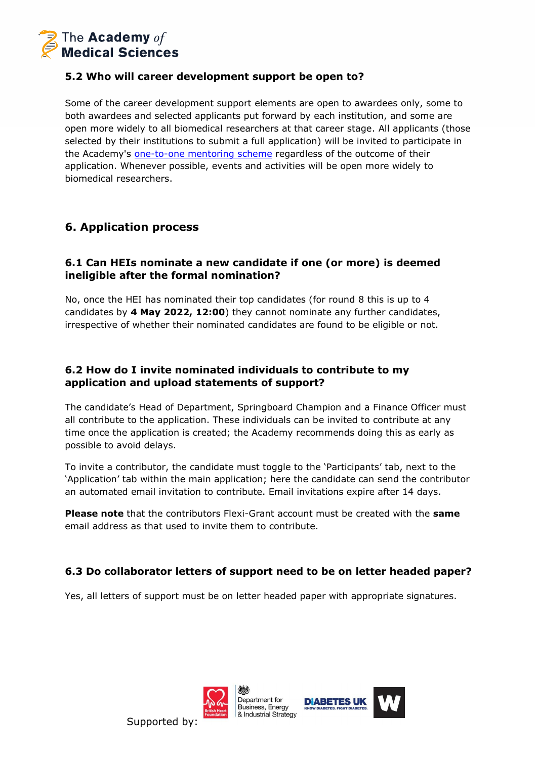### 5.2 Who will career development support be open to?

Some of the career development support elements are open to awardees only, some to both awardees and selected applicants put forward by each institution, and some are open more widely to all biomedical researchers at that career stage. All applicants (those selected by their institutions to submit a full application) will be invited to participate in the Academy's one-to-one mentoring scheme regardless of the outcome of their application. Whenever possible, events and activities will be open more widely to biomedical researchers.

## 6. Application process

### 6.1 Can HEIs nominate a new candidate if one (or more) is deemed ineligible after the formal nomination?

No, once the HEI has nominated their top candidates (for round 8 this is up to 4 candidates by **4 May 2022, 12:00**) they cannot nominate any further candidates, irrespective of whether their nominated candidates are found to be eligible or not.

### 6.2 How do I invite nominated individuals to contribute to my application and upload statements of support?

The candidate's Head of Department, Springboard Champion and a Finance Officer must all contribute to the application. These individuals can be invited to contribute at any time once the application is created; the Academy recommends doing this as early as possible to avoid delays.

To invite a contributor, the candidate must toggle to the 'Participants' tab, next to the 'Application' tab within the main application; here the candidate can send the contributor an automated email invitation to contribute. Email invitations expire after 14 days.

**Please note** that the contributors Flexi-Grant account must be created with the **same** email address as that used to invite them to contribute.

### 6.3 Do collaborator letters of support need to be on letter headed paper?

Yes, all letters of support must be on letter headed paper with appropriate signatures.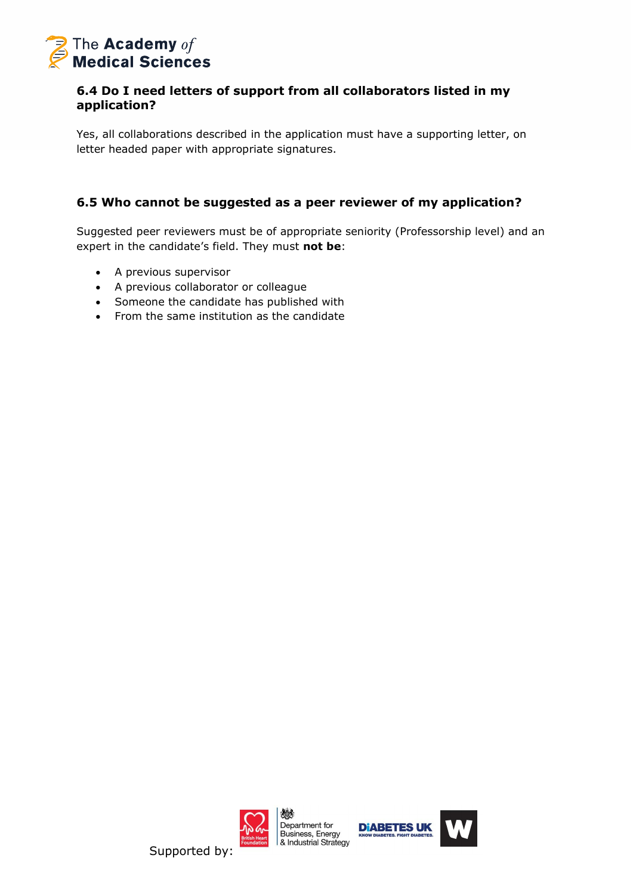### 6.4 Do I need letters of support from all collaborators listed in my application?

Yes, all collaborations described in the application must have a supporting letter, on letter headed paper with appropriate signatures.

### 6.5 Who cannot be suggested as a peer reviewer of my application?

Suggested peer reviewers must be of appropriate seniority (Professorship level) and an expert in the candidate's field. They must **not be**:

- A previous supervisor
- A previous collaborator or colleague
- Someone the candidate has published with
- From the same institution as the candidate

Supported by: